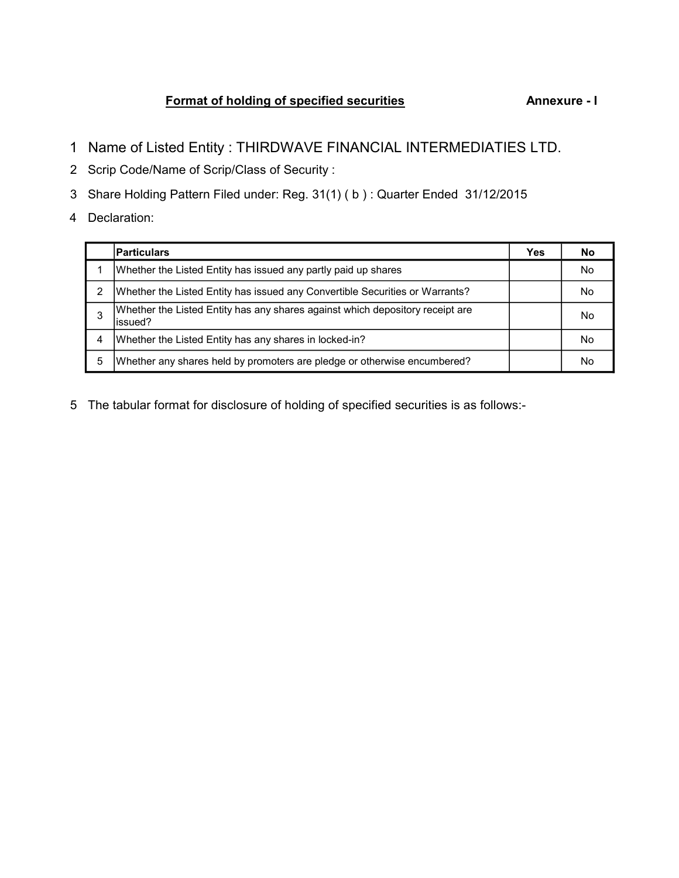**Format of holding of specified securities** **Annexure - I**

1. Name of Listed Entity : THIRDWAVE FINANCIAL INTERMEDIATIES LTD.
2. Scrip Code/Name of Scrip/Class of Security :
3. Share Holding Pattern Filed under: Reg. 31(1) ( b ) : Quarter Ended 31/12/2015
4. Declaration:

| | Particulars | Yes | No |
|---|---|---|---|
| 1 | Whether the Listed Entity has issued any partly paid up shares | | No |
| 2 | Whether the Listed Entity has issued any Convertible Securities or Warrants? | | No |
| 3 | Whether the Listed Entity has any shares against which depository receipt are issued? | | No |
| 4 | Whether the Listed Entity has any shares in locked-in? | | No |
| 5 | Whether any shares held by promoters are pledge or otherwise encumbered? | | No |

5. The tabular format for disclosure of holding of specified securities is as follows:-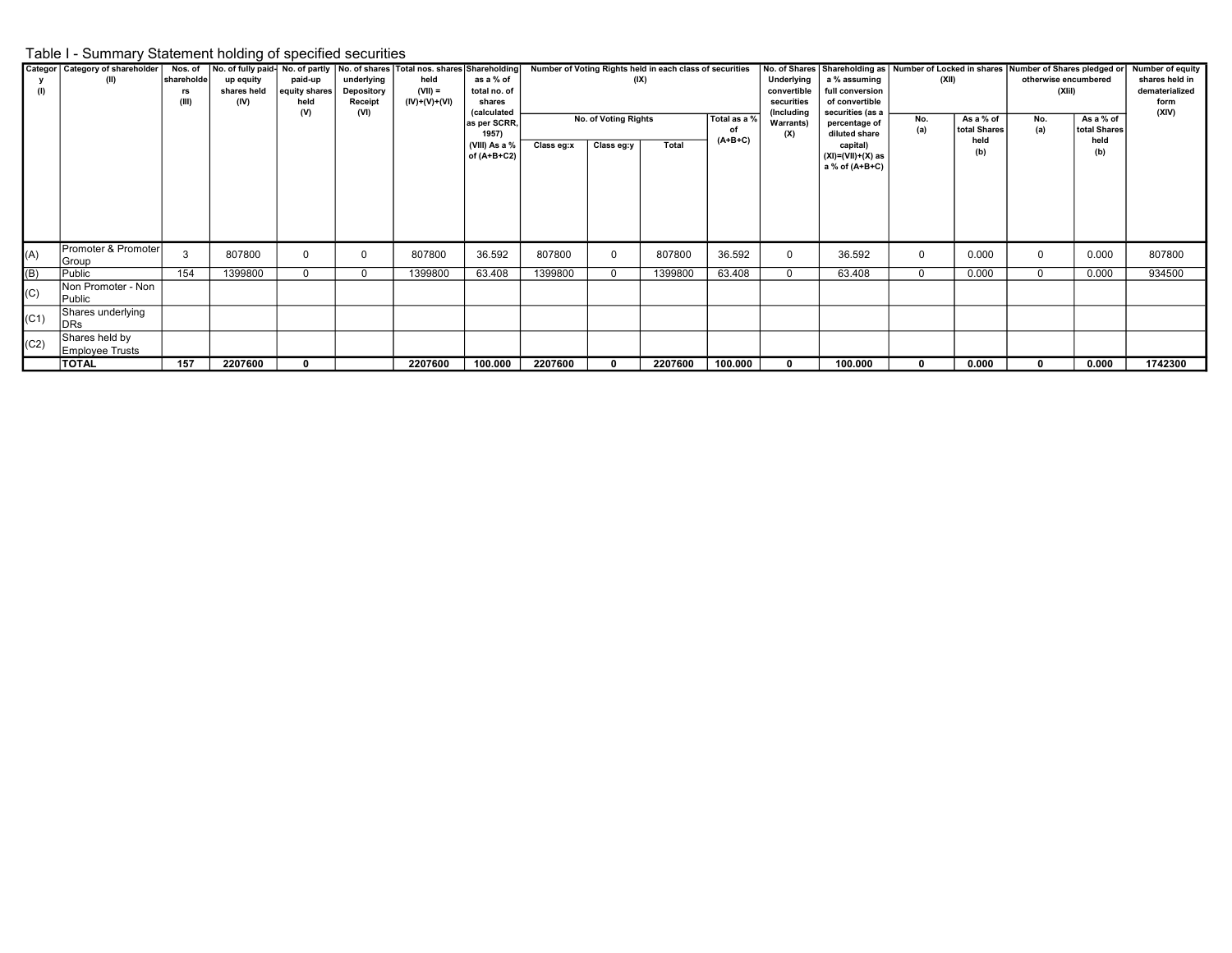## Table I - Summary Statement holding of specified securities

| Category (I) | Category of shareholder (II) | Nos. of shareholders (III) | No. of fully paid-up equity shares held (IV) | No. of partly paid-up equity shares held (V) | No. of shares underlying Depository Receipt (VI) | Total nos. shares held (VII) = (IV)+(V)+(VI) | Shareholding as a % of total no. of shares (calculated as per SCRR, 1957) (VIII) As a % of (A+B+C2) | Number of Voting Rights held in each class of securities (IX) | | | | No. of Shares Underlying convertible securities (Including Warrants) (X) | Shareholding as a % assuming full conversion of convertible securities (as a percentage of diluted share capital) (XI)=(VII)+(X) as a % of (A+B+C) | Number of Locked in shares (XII) | | Number of Shares pledged or otherwise encumbered (XIII) | | Number of equity shares held in dematerialized form (XIV) |
|---|---|---|---|---|---|---|---|---|---|---|---|---|---|---|---|---|---|---|
| | | | | | | | | No. of Voting Rights | | | Total as a % of (A+B+C) | | | No. (a) | As a % of total Shares held (b) | No. (a) | As a % of total Shares held (b) | |
| | | | | | | | | Class eg:x | Class eg:y | Total | | | | | | | | |
| (A) | Promoter & Promoter Group | 3 | 807800 | 0 | 0 | 807800 | 36.592 | 807800 | 0 | 807800 | 36.592 | 0 | 36.592 | 0 | 0.000 | 0 | 0.000 | 807800 |
| (B) | Public | 154 | 1399800 | 0 | 0 | 1399800 | 63.408 | 1399800 | 0 | 1399800 | 63.408 | 0 | 63.408 | 0 | 0.000 | 0 | 0.000 | 934500 |
| (C) | Non Promoter - Non Public | | | | | | | | | | | | | | | | | |
| (C1) | Shares underlying DRs | | | | | | | | | | | | | | | | | |
| (C2) | Shares held by Employee Trusts | | | | | | | | | | | | | | | | | |
| | **TOTAL** | **157** | **2207600** | **0** | | **2207600** | **100.000** | **2207600** | **0** | **2207600** | **100.000** | **0** | **100.000** | **0** | **0.000** | **0** | **0.000** | **1742300** |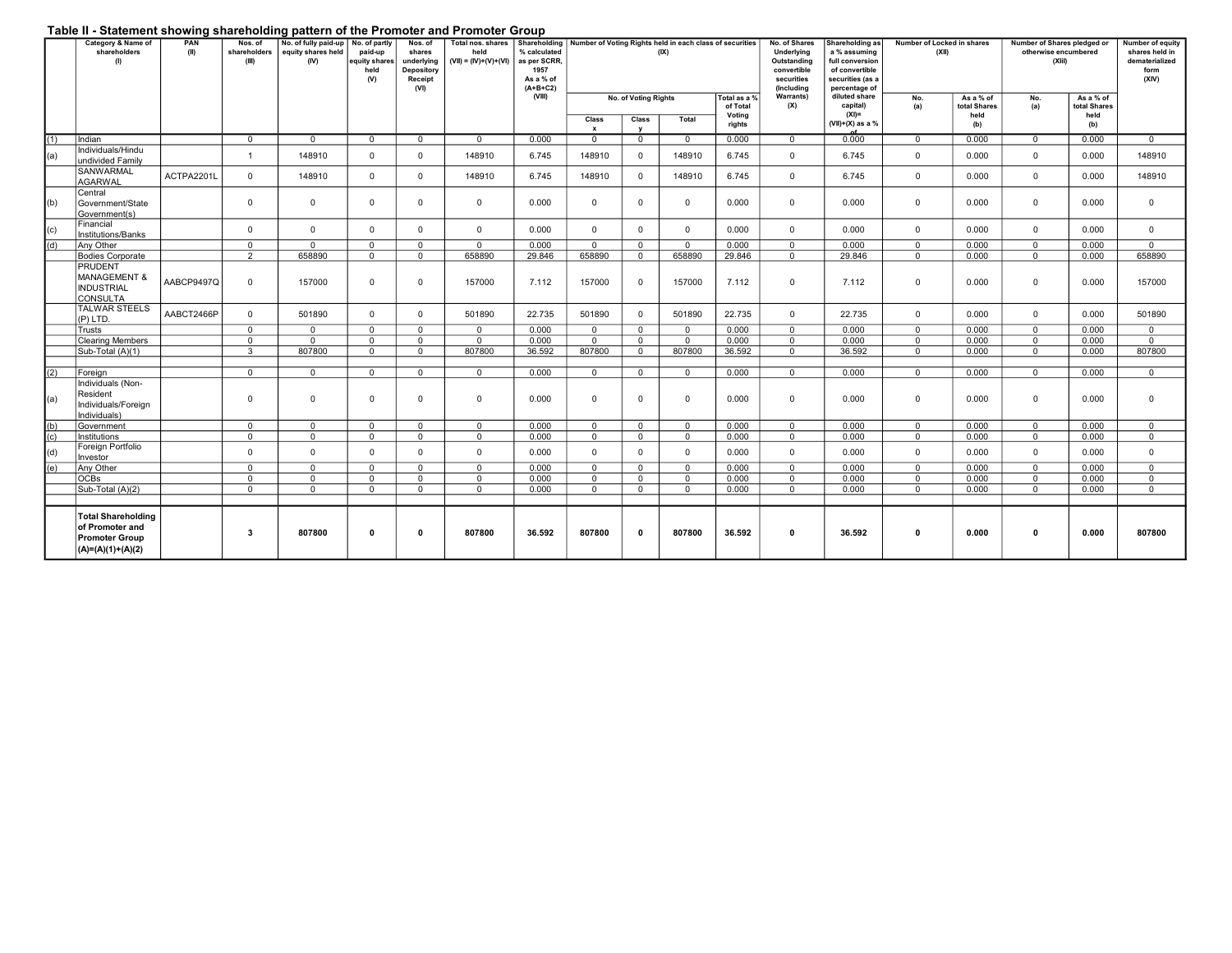## Table II - Statement showing shareholding pattern of the Promoter and Promoter Group

| | Category & Name of shareholders (I) | PAN (II) | Nos. of shareholders (III) | No. of fully paid-up equity shares held (IV) | No. of partly paid-up equity shares held (V) | Nos. of shares underlying Depository Receipt (VI) | Total nos. shares held (VII) = (IV)+(V)+(VI) | Shareholding % calculated as per SCRR, 1957 As a % of (A+B+C2) (VIII) | Number of Voting Rights held in each class of securities (IX) | | | | No. of Shares Underlying Outstanding convertible securities (Including Warrants) (X) | Shareholding as a % assuming full conversion of convertible securities (as a percentage of diluted share capital) (XI)= (VII)+(X) as a % of | Number of Locked in shares (XII) | | Number of Shares pledged or otherwise encumbered (XIII) | | Number of equity shares held in dematerialized form (XIV) |
|---|---|---|---|---|---|---|---|---|---|---|---|---|---|---|---|---|---|---|---|
| | | | | | | | | | No. of Voting Rights | | | Total as a % of Total Voting rights | | | No. (a) | As a % of total Shares held (b) | No. (a) | As a % of total Shares held (b) | |
| | | | | | | | | | Class x | Class y | Total | | | | | | | | |
| (1) | Indian | | 0 | 0 | 0 | 0 | 0 | 0.000 | 0 | 0 | 0 | 0.000 | 0 | 0.000 | 0 | 0.000 | 0 | 0.000 | 0 |
| (a) | Individuals/Hindu undivided Family | | 1 | 148910 | 0 | 0 | 148910 | 6.745 | 148910 | 0 | 148910 | 6.745 | 0 | 6.745 | 0 | 0.000 | 0 | 0.000 | 148910 |
| | SANWARMAL AGARWAL | ACTPA2201L | 0 | 148910 | 0 | 0 | 148910 | 6.745 | 148910 | 0 | 148910 | 6.745 | 0 | 6.745 | 0 | 0.000 | 0 | 0.000 | 148910 |
| (b) | Central Government/State Government(s) | | 0 | 0 | 0 | 0 | 0 | 0.000 | 0 | 0 | 0 | 0.000 | 0 | 0.000 | 0 | 0.000 | 0 | 0.000 | 0 |
| (c) | Financial Institutions/Banks | | 0 | 0 | 0 | 0 | 0 | 0.000 | 0 | 0 | 0 | 0.000 | 0 | 0.000 | 0 | 0.000 | 0 | 0.000 | 0 |
| (d) | Any Other | | 0 | 0 | 0 | 0 | 0 | 0.000 | 0 | 0 | 0 | 0.000 | 0 | 0.000 | 0 | 0.000 | 0 | 0.000 | 0 |
| | Bodies Corporate | | 2 | 658890 | 0 | 0 | 658890 | 29.846 | 658890 | 0 | 658890 | 29.846 | 0 | 29.846 | 0 | 0.000 | 0 | 0.000 | 658890 |
| | PRUDENT MANAGEMENT & INDUSTRIAL CONSULTA | AABCP9497Q | 0 | 157000 | 0 | 0 | 157000 | 7.112 | 157000 | 0 | 157000 | 7.112 | 0 | 7.112 | 0 | 0.000 | 0 | 0.000 | 157000 |
| | TALWAR STEELS (P) LTD. | AABCT2466P | 0 | 501890 | 0 | 0 | 501890 | 22.735 | 501890 | 0 | 501890 | 22.735 | 0 | 22.735 | 0 | 0.000 | 0 | 0.000 | 501890 |
| | Trusts | | 0 | 0 | 0 | 0 | 0 | 0.000 | 0 | 0 | 0 | 0.000 | 0 | 0.000 | 0 | 0.000 | 0 | 0.000 | 0 |
| | Clearing Members | | 0 | 0 | 0 | 0 | 0 | 0.000 | 0 | 0 | 0 | 0.000 | 0 | 0.000 | 0 | 0.000 | 0 | 0.000 | 0 |
| | Sub-Total (A)(1) | | 3 | 807800 | 0 | 0 | 807800 | 36.592 | 807800 | 0 | 807800 | 36.592 | 0 | 36.592 | 0 | 0.000 | 0 | 0.000 | 807800 |
| | | | | | | | | | | | | | | | | | | | |
| (2) | Foreign | | 0 | 0 | 0 | 0 | 0 | 0.000 | 0 | 0 | 0 | 0.000 | 0 | 0.000 | 0 | 0.000 | 0 | 0.000 | 0 |
| (a) | Individuals (Non-Resident Individuals/Foreign Individuals) | | 0 | 0 | 0 | 0 | 0 | 0.000 | 0 | 0 | 0 | 0.000 | 0 | 0.000 | 0 | 0.000 | 0 | 0.000 | 0 |
| (b) | Government | | 0 | 0 | 0 | 0 | 0 | 0.000 | 0 | 0 | 0 | 0.000 | 0 | 0.000 | 0 | 0.000 | 0 | 0.000 | 0 |
| (c) | Institutions | | 0 | 0 | 0 | 0 | 0 | 0.000 | 0 | 0 | 0 | 0.000 | 0 | 0.000 | 0 | 0.000 | 0 | 0.000 | 0 |
| (d) | Foreign Portfolio Investor | | 0 | 0 | 0 | 0 | 0 | 0.000 | 0 | 0 | 0 | 0.000 | 0 | 0.000 | 0 | 0.000 | 0 | 0.000 | 0 |
| (e) | Any Other | | 0 | 0 | 0 | 0 | 0 | 0.000 | 0 | 0 | 0 | 0.000 | 0 | 0.000 | 0 | 0.000 | 0 | 0.000 | 0 |
| | OCBs | | 0 | 0 | 0 | 0 | 0 | 0.000 | 0 | 0 | 0 | 0.000 | 0 | 0.000 | 0 | 0.000 | 0 | 0.000 | 0 |
| | Sub-Total (A)(2) | | 0 | 0 | 0 | 0 | 0 | 0.000 | 0 | 0 | 0 | 0.000 | 0 | 0.000 | 0 | 0.000 | 0 | 0.000 | 0 |
| | | | | | | | | | | | | | | | | | | | |
| | **Total Shareholding of Promoter and Promoter Group (A)=(A)(1)+(A)(2)** | | **3** | **807800** | **0** | **0** | **807800** | **36.592** | **807800** | **0** | **807800** | **36.592** | **0** | **36.592** | **0** | **0.000** | **0** | **0.000** | **807800** |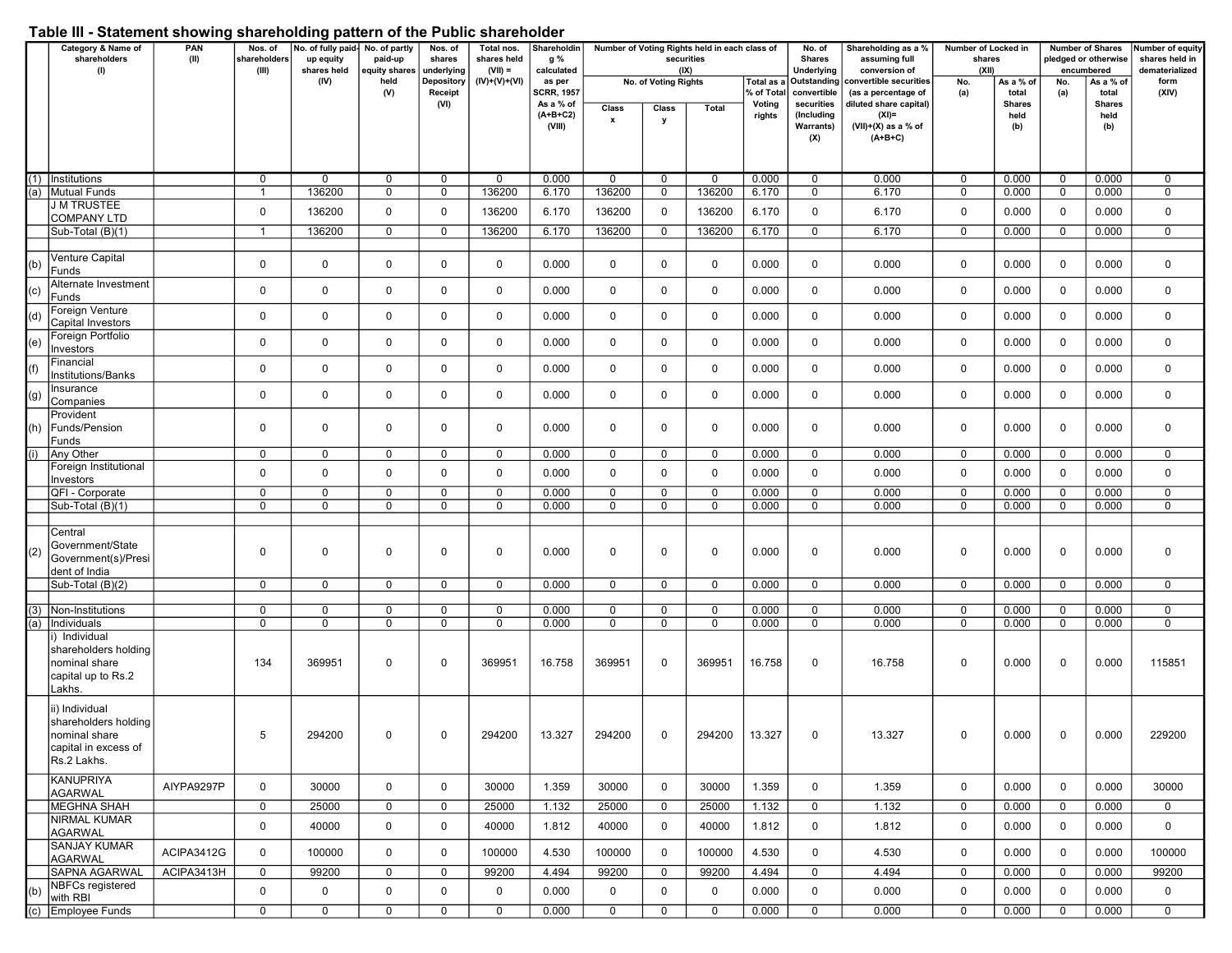# Table III - Statement showing shareholding pattern of the Public shareholder

| | Category & Name of shareholders (I) | PAN (II) | Nos. of shareholders (III) | No. of fully paid-up equity shares held (IV) | No. of partly paid-up equity shares held (V) | Nos. of shares underlying Depository Receipt (VI) | Total nos. shares held (VII) = (IV)+(V)+(VI) | Shareholding % calculated as per SCRR, 1957 As a % of (A+B+C2) (VIII) | Number of Voting Rights held in each class of securities (IX) | | | | No. of Shares Underlying Outstanding convertible securities (Including Warrants) (X) | Shareholding as a % assuming full conversion of convertible securities (as a percentage of diluted share capital) (XI)= (VII)+(X) as a % of (A+B+C) | Number of Locked in shares (XII) | | Number of Shares pledged or otherwise encumbered | | Number of equity shares held in dematerialized form (XIV) |
|---|---|---|---|---|---|---|---|---|---|---|---|---|---|---|---|---|---|---|---|
| | | | | | | | | | No. of Voting Rights | | | Total as a % of Total Voting rights | | | No. (a) | As a % of total Shares held (b) | No. (a) | As a % of total Shares held (b) | |
| | | | | | | | | | Class x | Class y | Total | | | | | | | | |
| (1) | Institutions | | 0 | 0 | 0 | 0 | 0 | 0.000 | 0 | 0 | 0 | 0.000 | 0 | 0.000 | 0 | 0.000 | 0 | 0.000 | 0 |
| (a) | Mutual Funds | | 1 | 136200 | 0 | 0 | 136200 | 6.170 | 136200 | 0 | 136200 | 6.170 | 0 | 6.170 | 0 | 0.000 | 0 | 0.000 | 0 |
| | J M TRUSTEE COMPANY LTD | | 0 | 136200 | 0 | 0 | 136200 | 6.170 | 136200 | 0 | 136200 | 6.170 | 0 | 6.170 | 0 | 0.000 | 0 | 0.000 | 0 |
| | Sub-Total (B)(1) | | 1 | 136200 | 0 | 0 | 136200 | 6.170 | 136200 | 0 | 136200 | 6.170 | 0 | 6.170 | 0 | 0.000 | 0 | 0.000 | 0 |
| | | | | | | | | | | | | | | | | | | | |
| (b) | Venture Capital Funds | | 0 | 0 | 0 | 0 | 0 | 0.000 | 0 | 0 | 0 | 0.000 | 0 | 0.000 | 0 | 0.000 | 0 | 0.000 | 0 |
| (c) | Alternate Investment Funds | | 0 | 0 | 0 | 0 | 0 | 0.000 | 0 | 0 | 0 | 0.000 | 0 | 0.000 | 0 | 0.000 | 0 | 0.000 | 0 |
| (d) | Foreign Venture Capital Investors | | 0 | 0 | 0 | 0 | 0 | 0.000 | 0 | 0 | 0 | 0.000 | 0 | 0.000 | 0 | 0.000 | 0 | 0.000 | 0 |
| (e) | Foreign Portfolio Investors | | 0 | 0 | 0 | 0 | 0 | 0.000 | 0 | 0 | 0 | 0.000 | 0 | 0.000 | 0 | 0.000 | 0 | 0.000 | 0 |
| (f) | Financial Institutions/Banks | | 0 | 0 | 0 | 0 | 0 | 0.000 | 0 | 0 | 0 | 0.000 | 0 | 0.000 | 0 | 0.000 | 0 | 0.000 | 0 |
| (g) | Insurance Companies | | 0 | 0 | 0 | 0 | 0 | 0.000 | 0 | 0 | 0 | 0.000 | 0 | 0.000 | 0 | 0.000 | 0 | 0.000 | 0 |
| (h) | Provident Funds/Pension Funds | | 0 | 0 | 0 | 0 | 0 | 0.000 | 0 | 0 | 0 | 0.000 | 0 | 0.000 | 0 | 0.000 | 0 | 0.000 | 0 |
| (i) | Any Other | | 0 | 0 | 0 | 0 | 0 | 0.000 | 0 | 0 | 0 | 0.000 | 0 | 0.000 | 0 | 0.000 | 0 | 0.000 | 0 |
| | Foreign Institutional Investors | | 0 | 0 | 0 | 0 | 0 | 0.000 | 0 | 0 | 0 | 0.000 | 0 | 0.000 | 0 | 0.000 | 0 | 0.000 | 0 |
| | QFI - Corporate | | 0 | 0 | 0 | 0 | 0 | 0.000 | 0 | 0 | 0 | 0.000 | 0 | 0.000 | 0 | 0.000 | 0 | 0.000 | 0 |
| | Sub-Total (B)(1) | | 0 | 0 | 0 | 0 | 0 | 0.000 | 0 | 0 | 0 | 0.000 | 0 | 0.000 | 0 | 0.000 | 0 | 0.000 | 0 |
| | | | | | | | | | | | | | | | | | | | |
| (2) | Central Government/State Government(s)/President of India | | 0 | 0 | 0 | 0 | 0 | 0.000 | 0 | 0 | 0 | 0.000 | 0 | 0.000 | 0 | 0.000 | 0 | 0.000 | 0 |
| | Sub-Total (B)(2) | | 0 | 0 | 0 | 0 | 0 | 0.000 | 0 | 0 | 0 | 0.000 | 0 | 0.000 | 0 | 0.000 | 0 | 0.000 | 0 |
| | | | | | | | | | | | | | | | | | | | |
| (3) | Non-Institutions | | 0 | 0 | 0 | 0 | 0 | 0.000 | 0 | 0 | 0 | 0.000 | 0 | 0.000 | 0 | 0.000 | 0 | 0.000 | 0 |
| (a) | Individuals | | 0 | 0 | 0 | 0 | 0 | 0.000 | 0 | 0 | 0 | 0.000 | 0 | 0.000 | 0 | 0.000 | 0 | 0.000 | 0 |
| | i) Individual shareholders holding nominal share capital up to Rs.2 Lakhs. | | 134 | 369951 | 0 | 0 | 369951 | 16.758 | 369951 | 0 | 369951 | 16.758 | 0 | 16.758 | 0 | 0.000 | 0 | 0.000 | 115851 |
| | ii) Individual shareholders holding nominal share capital in excess of Rs.2 Lakhs. | | 5 | 294200 | 0 | 0 | 294200 | 13.327 | 294200 | 0 | 294200 | 13.327 | 0 | 13.327 | 0 | 0.000 | 0 | 0.000 | 229200 |
| | KANUPRIYA AGARWAL | AIYPA9297P | 0 | 30000 | 0 | 0 | 30000 | 1.359 | 30000 | 0 | 30000 | 1.359 | 0 | 1.359 | 0 | 0.000 | 0 | 0.000 | 30000 |
| | MEGHNA SHAH | | 0 | 25000 | 0 | 0 | 25000 | 1.132 | 25000 | 0 | 25000 | 1.132 | 0 | 1.132 | 0 | 0.000 | 0 | 0.000 | 0 |
| | NIRMAL KUMAR AGARWAL | | 0 | 40000 | 0 | 0 | 40000 | 1.812 | 40000 | 0 | 40000 | 1.812 | 0 | 1.812 | 0 | 0.000 | 0 | 0.000 | 0 |
| | SANJAY KUMAR AGARWAL | ACIPA3412G | 0 | 100000 | 0 | 0 | 100000 | 4.530 | 100000 | 0 | 100000 | 4.530 | 0 | 4.530 | 0 | 0.000 | 0 | 0.000 | 100000 |
| | SAPNA AGARWAL | ACIPA3413H | 0 | 99200 | 0 | 0 | 99200 | 4.494 | 99200 | 0 | 99200 | 4.494 | 0 | 4.494 | 0 | 0.000 | 0 | 0.000 | 99200 |
| (b) | NBFCs registered with RBI | | 0 | 0 | 0 | 0 | 0 | 0.000 | 0 | 0 | 0 | 0.000 | 0 | 0.000 | 0 | 0.000 | 0 | 0.000 | 0 |
| (c) | Employee Funds | | 0 | 0 | 0 | 0 | 0 | 0.000 | 0 | 0 | 0 | 0.000 | 0 | 0.000 | 0 | 0.000 | 0 | 0.000 | 0 |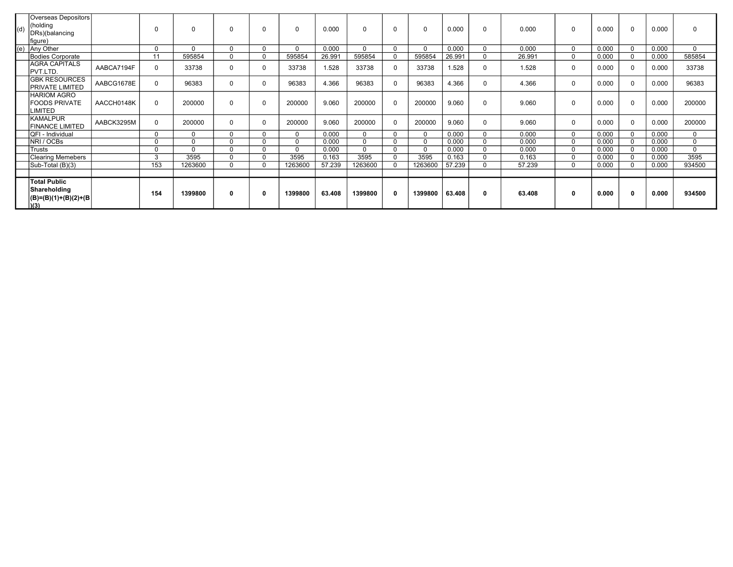| | | | | | | | | | | | | | | | | | | | |
|---|---|---|---|---|---|---|---|---|---|---|---|---|---|---|---|---|---|---|---|
| (d) | Overseas Depositors (holding DRs)(balancing figure) | | 0 | 0 | 0 | 0 | 0 | 0.000 | 0 | 0 | 0 | 0.000 | 0 | 0.000 | 0 | 0.000 | 0 | 0.000 | 0 |
| (e) | Any Other | | 0 | 0 | 0 | 0 | 0 | 0.000 | 0 | 0 | 0 | 0.000 | 0 | 0.000 | 0 | 0.000 | 0 | 0.000 | 0 |
| | Bodies Corporate | | 11 | 595854 | 0 | 0 | 595854 | 26.991 | 595854 | 0 | 595854 | 26.991 | 0 | 26.991 | 0 | 0.000 | 0 | 0.000 | 585854 |
| | AGRA CAPITALS PVT.LTD. | AABCA7194F | 0 | 33738 | 0 | 0 | 33738 | 1.528 | 33738 | 0 | 33738 | 1.528 | 0 | 1.528 | 0 | 0.000 | 0 | 0.000 | 33738 |
| | GBK RESOURCES PRIVATE LIMITED | AABCG1678E | 0 | 96383 | 0 | 0 | 96383 | 4.366 | 96383 | 0 | 96383 | 4.366 | 0 | 4.366 | 0 | 0.000 | 0 | 0.000 | 96383 |
| | HARIOM AGRO FOODS PRIVATE LIMITED | AACCH0148K | 0 | 200000 | 0 | 0 | 200000 | 9.060 | 200000 | 0 | 200000 | 9.060 | 0 | 9.060 | 0 | 0.000 | 0 | 0.000 | 200000 |
| | KAMALPUR FINANCE LIMITED | AABCK3295M | 0 | 200000 | 0 | 0 | 200000 | 9.060 | 200000 | 0 | 200000 | 9.060 | 0 | 9.060 | 0 | 0.000 | 0 | 0.000 | 200000 |
| | QFI - Individual | | 0 | 0 | 0 | 0 | 0 | 0.000 | 0 | 0 | 0 | 0.000 | 0 | 0.000 | 0 | 0.000 | 0 | 0.000 | 0 |
| | NRI / OCBs | | 0 | 0 | 0 | 0 | 0 | 0.000 | 0 | 0 | 0 | 0.000 | 0 | 0.000 | 0 | 0.000 | 0 | 0.000 | 0 |
| | Trusts | | 0 | 0 | 0 | 0 | 0 | 0.000 | 0 | 0 | 0 | 0.000 | 0 | 0.000 | 0 | 0.000 | 0 | 0.000 | 0 |
| | Clearing Memebers | | 3 | 3595 | 0 | 0 | 3595 | 0.163 | 3595 | 0 | 3595 | 0.163 | 0 | 0.163 | 0 | 0.000 | 0 | 0.000 | 3595 |
| | Sub-Total (B)(3) | | 153 | 1263600 | 0 | 0 | 1263600 | 57.239 | 1263600 | 0 | 1263600 | 57.239 | 0 | 57.239 | 0 | 0.000 | 0 | 0.000 | 934500 |
| | | | | | | | | | | | | | | | | | | | |
| | **Total Public Shareholding (B)=(B)(1)+(B)(2)+(B)(3)** | | **154** | **1399800** | **0** | **0** | **1399800** | **63.408** | **1399800** | **0** | **1399800** | **63.408** | **0** | **63.408** | **0** | **0.000** | **0** | **0.000** | **934500** |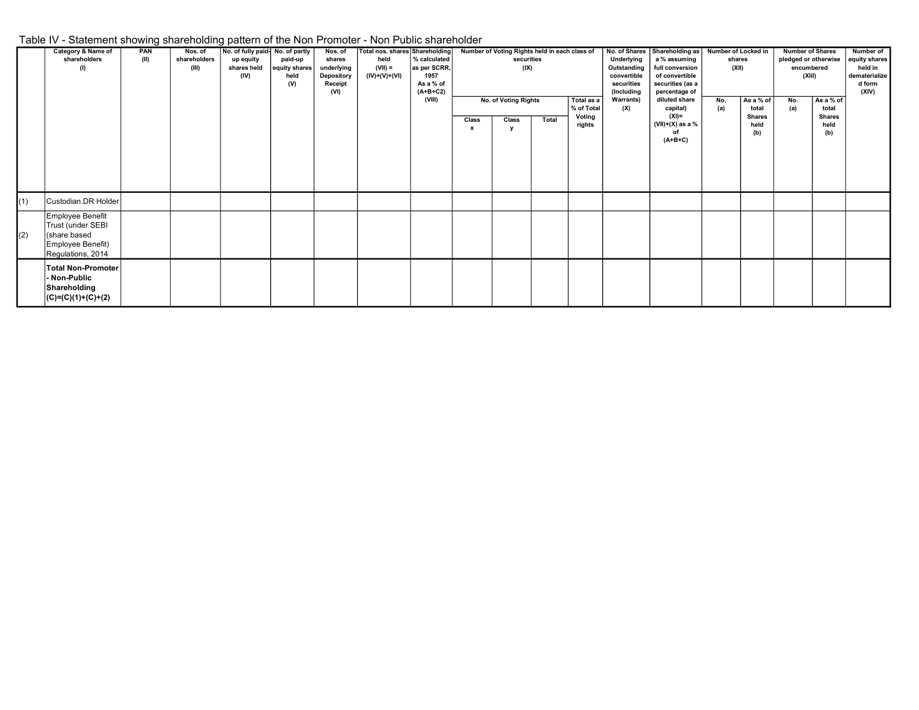Table IV - Statement showing shareholding pattern of the Non Promoter - Non Public shareholder

| | Category & Name of shareholders (I) | PAN (II) | Nos. of shareholders (III) | No. of fully paid-up equity shares held (IV) | No. of partly paid-up equity shares held (V) | Nos. of shares underlying Depository Receipt (VI) | Total nos. shares held (VII) = (IV)+(V)+(VI) | Shareholding % calculated as per SCRR, 1957 As a % of (A+B+C2) (VIII) | Number of Voting Rights held in each class of securities (IX) | | | | No. of Shares Underlying Outstanding convertible securities (Including Warrants) (X) | Shareholding as a % assuming full conversion of convertible securities (as a percentage of diluted share capital) (XI)= (VII)+(X) as a % of (A+B+C) | Number of Locked in shares (XII) | | Number of Shares pledged or otherwise encumbered (XIII) | | Number of equity shares held in dematerialized form (XIV) |
|---|---|---|---|---|---|---|---|---|---|---|---|---|---|---|---|---|---|---|---|
| | | | | | | | | | No. of Voting Rights | | | Total as a % of Total Voting rights | | | No. (a) | As a % of total Shares held (b) | No. (a) | As a % of total Shares held (b) | |
| | | | | | | | | | Class x | Class y | Total | | | | | | | | |
| (1) | Custodian.DR Holder | | | | | | | | | | | | | | | | | | |
| (2) | Employee Benefit Trust (under SEBI (share based Employee Benefit) Regulations, 2014 | | | | | | | | | | | | | | | | | | |
| | **Total Non-Promoter - Non-Public Shareholding (C)=(C)(1)+(C)+(2)** | | | | | | | | | | | | | | | | | | |